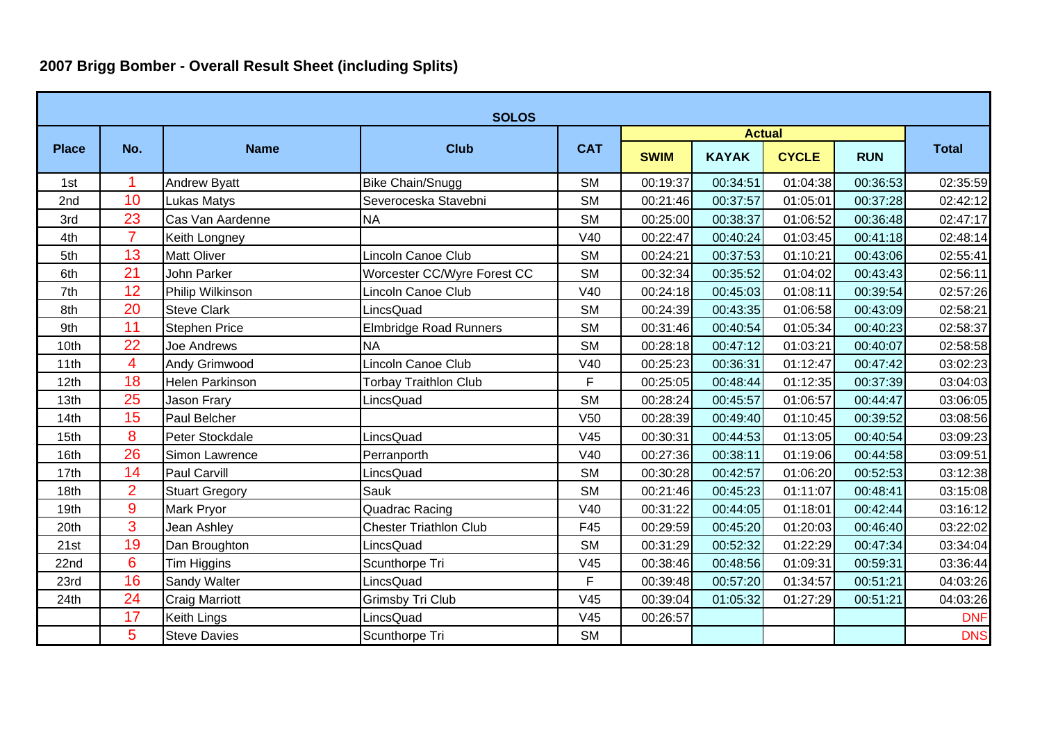## 2007 Brigg Bomber - Overall Result Sheet (including Splits)

| SOLOS | | | | | | | | | |
|---|---|---|---|---|---|---|---|---|---|
| Place | No. | Name | Club | CAT | Actual | | | | Total |
| | | | | | SWIM | KAYAK | CYCLE | RUN | |
| 1st | 1 | Andrew Byatt | Bike Chain/Snugg | SM | 00:19:37 | 00:34:51 | 01:04:38 | 00:36:53 | 02:35:59 |
| 2nd | 10 | Lukas Matys | Severoceska Stavebni | SM | 00:21:46 | 00:37:57 | 01:05:01 | 00:37:28 | 02:42:12 |
| 3rd | 23 | Cas Van Aardenne | NA | SM | 00:25:00 | 00:38:37 | 01:06:52 | 00:36:48 | 02:47:17 |
| 4th | 7 | Keith Longney | | V40 | 00:22:47 | 00:40:24 | 01:03:45 | 00:41:18 | 02:48:14 |
| 5th | 13 | Matt Oliver | Lincoln Canoe Club | SM | 00:24:21 | 00:37:53 | 01:10:21 | 00:43:06 | 02:55:41 |
| 6th | 21 | John Parker | Worcester CC/Wyre Forest CC | SM | 00:32:34 | 00:35:52 | 01:04:02 | 00:43:43 | 02:56:11 |
| 7th | 12 | Philip Wilkinson | Lincoln Canoe Club | V40 | 00:24:18 | 00:45:03 | 01:08:11 | 00:39:54 | 02:57:26 |
| 8th | 20 | Steve Clark | LincsQuad | SM | 00:24:39 | 00:43:35 | 01:06:58 | 00:43:09 | 02:58:21 |
| 9th | 11 | Stephen Price | Elmbridge Road Runners | SM | 00:31:46 | 00:40:54 | 01:05:34 | 00:40:23 | 02:58:37 |
| 10th | 22 | Joe Andrews | NA | SM | 00:28:18 | 00:47:12 | 01:03:21 | 00:40:07 | 02:58:58 |
| 11th | 4 | Andy Grimwood | Lincoln Canoe Club | V40 | 00:25:23 | 00:36:31 | 01:12:47 | 00:47:42 | 03:02:23 |
| 12th | 18 | Helen Parkinson | Torbay Traithlon Club | F | 00:25:05 | 00:48:44 | 01:12:35 | 00:37:39 | 03:04:03 |
| 13th | 25 | Jason Frary | LincsQuad | SM | 00:28:24 | 00:45:57 | 01:06:57 | 00:44:47 | 03:06:05 |
| 14th | 15 | Paul Belcher | | V50 | 00:28:39 | 00:49:40 | 01:10:45 | 00:39:52 | 03:08:56 |
| 15th | 8 | Peter Stockdale | LincsQuad | V45 | 00:30:31 | 00:44:53 | 01:13:05 | 00:40:54 | 03:09:23 |
| 16th | 26 | Simon Lawrence | Perranporth | V40 | 00:27:36 | 00:38:11 | 01:19:06 | 00:44:58 | 03:09:51 |
| 17th | 14 | Paul Carvill | LincsQuad | SM | 00:30:28 | 00:42:57 | 01:06:20 | 00:52:53 | 03:12:38 |
| 18th | 2 | Stuart Gregory | Sauk | SM | 00:21:46 | 00:45:23 | 01:11:07 | 00:48:41 | 03:15:08 |
| 19th | 9 | Mark Pryor | Quadrac Racing | V40 | 00:31:22 | 00:44:05 | 01:18:01 | 00:42:44 | 03:16:12 |
| 20th | 3 | Jean Ashley | Chester Triathlon Club | F45 | 00:29:59 | 00:45:20 | 01:20:03 | 00:46:40 | 03:22:02 |
| 21st | 19 | Dan Broughton | LincsQuad | SM | 00:31:29 | 00:52:32 | 01:22:29 | 00:47:34 | 03:34:04 |
| 22nd | 6 | Tim Higgins | Scunthorpe Tri | V45 | 00:38:46 | 00:48:56 | 01:09:31 | 00:59:31 | 03:36:44 |
| 23rd | 16 | Sandy Walter | LincsQuad | F | 00:39:48 | 00:57:20 | 01:34:57 | 00:51:21 | 04:03:26 |
| 24th | 24 | Craig Marriott | Grimsby Tri Club | V45 | 00:39:04 | 01:05:32 | 01:27:29 | 00:51:21 | 04:03:26 |
| | 17 | Keith Lings | LincsQuad | V45 | 00:26:57 | | | | DNF |
| | 5 | Steve Davies | Scunthorpe Tri | SM | | | | | DNS |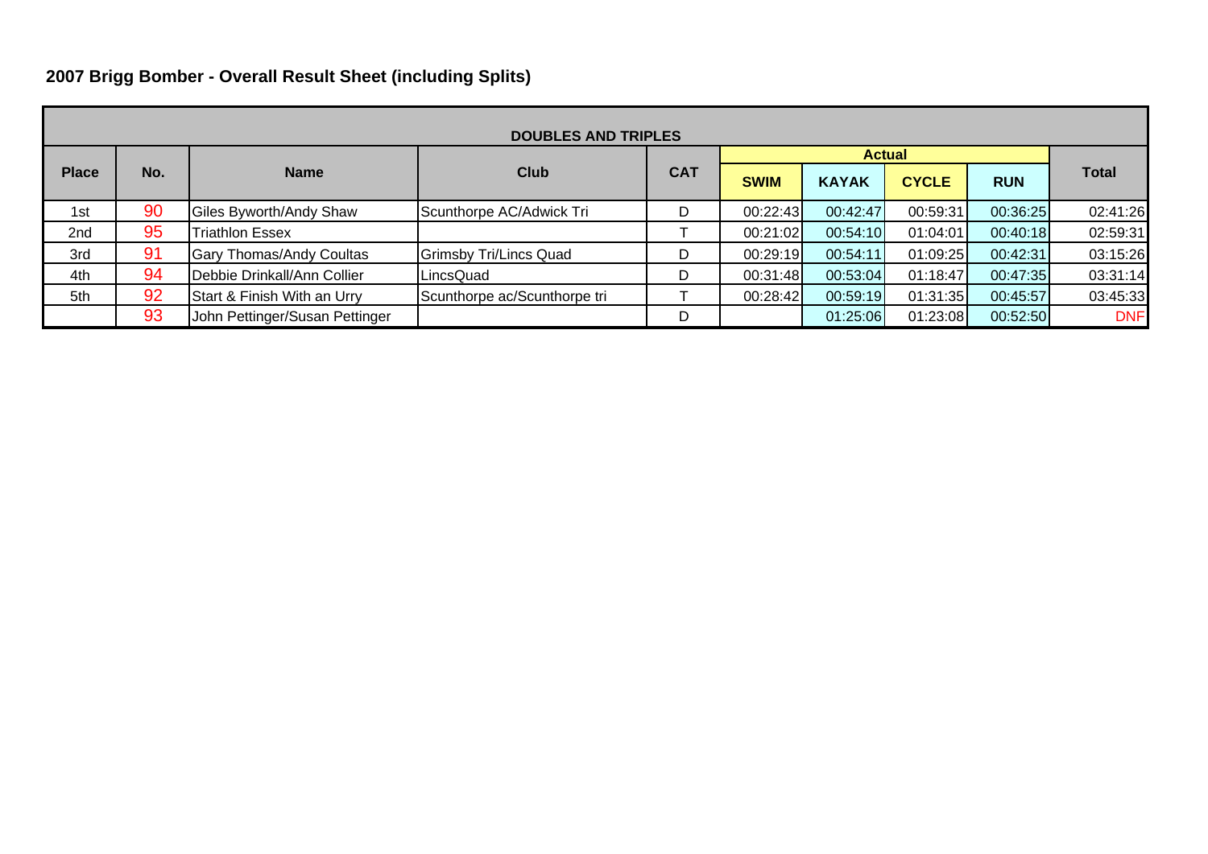## 2007 Brigg Bomber - Overall Result Sheet (including Splits)

| DOUBLES AND TRIPLES | | | | | | | | | |
|---|---|---|---|---|---|---|---|---|---|
| Place | No. | Name | Club | CAT | Actual | | | | Total |
| | | | | | SWIM | KAYAK | CYCLE | RUN | |
| 1st | 90 | Giles Byworth/Andy Shaw | Scunthorpe AC/Adwick Tri | D | 00:22:43 | 00:42:47 | 00:59:31 | 00:36:25 | 02:41:26 |
| 2nd | 95 | Triathlon Essex | | T | 00:21:02 | 00:54:10 | 01:04:01 | 00:40:18 | 02:59:31 |
| 3rd | 91 | Gary Thomas/Andy Coultas | Grimsby Tri/Lincs Quad | D | 00:29:19 | 00:54:11 | 01:09:25 | 00:42:31 | 03:15:26 |
| 4th | 94 | Debbie Drinkall/Ann Collier | LincsQuad | D | 00:31:48 | 00:53:04 | 01:18:47 | 00:47:35 | 03:31:14 |
| 5th | 92 | Start & Finish With an Urry | Scunthorpe ac/Scunthorpe tri | T | 00:28:42 | 00:59:19 | 01:31:35 | 00:45:57 | 03:45:33 |
| | 93 | John Pettinger/Susan Pettinger | | D | | 01:25:06 | 01:23:08 | 00:52:50 | DNF |